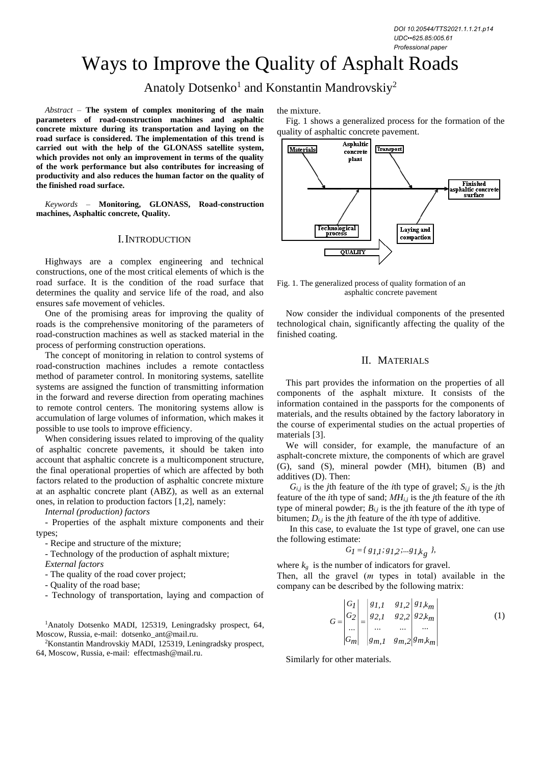DOI 10.20544/TTS2021.1.1.21.p14
UDC••625.85:005.61
Professional paper

# Ways to Improve the Quality of Asphalt Roads

Anatoly Dotsenko[1] and Konstantin Mandrovskiy[2]

*Abstract* – **The system of complex monitoring of the main parameters of road-construction machines and asphaltic concrete mixture during its transportation and laying on the road surface is considered. The implementation of this trend is carried out with the help of the GLONASS satellite system, which provides not only an improvement in terms of the quality of the work performance but also contributes for increasing of productivity and also reduces the human factor on the quality of the finished road surface.**

*Keywords* – **Monitoring, GLONASS, Road-construction machines, Asphaltic concrete, Quality.**

## I. Introduction

Highways are a complex engineering and technical constructions, one of the most critical elements of which is the road surface. It is the condition of the road surface that determines the quality and service life of the road, and also ensures safe movement of vehicles.

One of the promising areas for improving the quality of roads is the comprehensive monitoring of the parameters of road-construction machines as well as stacked material in the process of performing construction operations.

The concept of monitoring in relation to control systems of road-construction machines includes a remote contactless method of parameter control. In monitoring systems, satellite systems are assigned the function of transmitting information in the forward and reverse direction from operating machines to remote control centers. The monitoring systems allow is accumulation of large volumes of information, which makes it possible to use tools to improve efficiency.

When considering issues related to improving of the quality of asphaltic concrete pavements, it should be taken into account that asphaltic concrete is a multicomponent structure, the final operational properties of which are affected by both factors related to the production of asphaltic concrete mixture at an asphaltic concrete plant (ABZ), as well as an external ones, in relation to production factors [1,2], namely:

*Internal (production) factors*

- Properties of the asphalt mixture components and their types;
- Recipe and structure of the mixture;
- Technology of the production of asphalt mixture;

*External factors*

- The quality of the road cover project;
- Quality of the road base;
- Technology of transportation, laying and compaction of the mixture.

Fig. 1 shows a generalized process for the formation of the quality of asphaltic concrete pavement.

Fig. 1. The generalized process of quality formation of an asphaltic concrete pavement

Now consider the individual components of the presented technological chain, significantly affecting the quality of the finished coating.

## II. Materials

This part provides the information on the properties of all components of the asphalt mixture. It consists of the information contained in the passports for the components of materials, and the results obtained by the factory laboratory in the course of experimental studies on the actual properties of materials [3].

We will consider, for example, the manufacture of an asphalt-concrete mixture, the components of which are gravel (G), sand (S), mineral powder (MH), bitumen (B) and additives (D). Then:

$G_{i,j}$ is the *j*th feature of the *i*th type of gravel; $S_{i,j}$ is the *j*th feature of the *i*th type of sand; $MH_{i,j}$ is the *j*th feature of the *i*th type of mineral powder; $B_{i,j}$ is the jth feature of the *i*th type of bitumen; $D_{i,j}$ is the *j*th feature of the *i*th type of additive.

In this case, to evaluate the 1st type of gravel, one can use the following estimate:

$$G_1 = \{ g_{1,1}; g_{1,2}; ... g_{1,k_g} \},$$

where $k_g$ is the number of indicators for gravel.

Then, all the gravel (*m* types in total) available in the company can be described by the following matrix:

$$G = \begin{vmatrix} G_1 \\ G_2 \\ ... \\ G_m \end{vmatrix} = \begin{vmatrix} g_{1,1} & g_{1,2} & g_{1,k_m} \\ g_{2,1} & g_{2,2} & g_{2,k_m} \\ ... & ... & ... \\ g_{m,1} & g_{m,2} & g_{m,k_m} \end{vmatrix} \tag{1}$$

Similarly for other materials.

[1]Anatoly Dotsenko MADI, 125319, Leningradsky prospect, 64, Moscow, Russia, e-mail: dotsenko_ant@mail.ru.

[2]Konstantin Mandrovskiy MADI, 125319, Leningradsky prospect, 64, Moscow, Russia, e-mail: effectmash@mail.ru.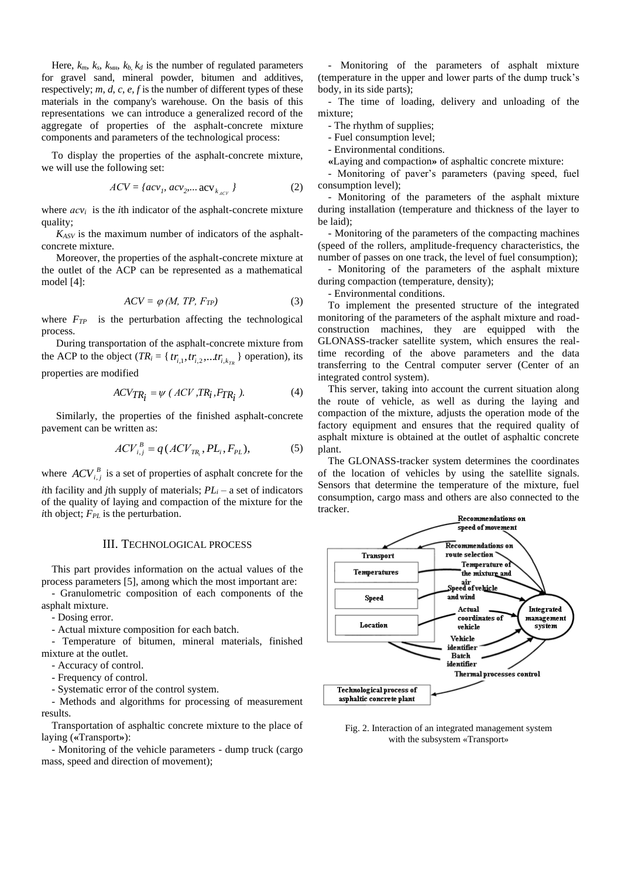Here, $k_m$, $k_s$, $k_{мп}$, $k_b$, $k_d$ is the number of regulated parameters for gravel sand, mineral powder, bitumen and additives, respectively; $m$, $d$, $c$, $e$, $f$ is the number of different types of these materials in the company's warehouse. On the basis of this representations we can introduce a generalized record of the aggregate of properties of the asphalt-concrete mixture components and parameters of the technological process:

To display the properties of the asphalt-concrete mixture, we will use the following set:

$$ACV = \{acv_1, acv_2, ... \, acv_{k_{ACV}}\} \qquad (2)$$

where $acv_i$ is the $i$th indicator of the asphalt-concrete mixture quality;

$K_{ASV}$ is the maximum number of indicators of the asphalt-concrete mixture.

Moreover, the properties of the asphalt-concrete mixture at the outlet of the ACP can be represented as a mathematical model [4]:

$$ACV = \varphi\,(M, TP, F_{TP}) \qquad (3)$$

where $F_{TP}$ is the perturbation affecting the technological process.

During transportation of the asphalt-concrete mixture from the ACP to the object ($TR_i = \{tr_{i,1}, tr_{i,2}, ... tr_{i,k_{TR}}\}$ operation), its properties are modified

$$ACV_{TR_i} = \psi\,(ACV, TR_i, F_{TR_i}). \qquad (4)$$

Similarly, the properties of the finished asphalt-concrete pavement can be written as:

$$ACV_{i,j}^{B} = q(ACV_{TR_i}, PL_i, F_{PL}), \qquad (5)$$

where $ACV_{i,j}^{B}$ is a set of properties of asphalt concrete for the $i$th facility and $j$th supply of materials; $PL_i$ – a set of indicators of the quality of laying and compaction of the mixture for the $i$th object; $F_{PL}$ is the perturbation.

## III. Technological process

This part provides information on the actual values of the process parameters [5], among which the most important are:

- Granulometric composition of each components of the asphalt mixture.
- Dosing error.
- Actual mixture composition for each batch.
- Temperature of bitumen, mineral materials, finished mixture at the outlet.
- Accuracy of control.
- Frequency of control.
- Systematic error of the control system.
- Methods and algorithms for processing of measurement results.

Transportation of asphaltic concrete mixture to the place of laying («Transport»):

- Monitoring of the vehicle parameters - dump truck (cargo mass, speed and direction of movement);
- Monitoring of the parameters of asphalt mixture (temperature in the upper and lower parts of the dump truck's body, in its side parts);
- The time of loading, delivery and unloading of the mixture;
- The rhythm of supplies;
- Fuel consumption level;
- Environmental conditions.

«Laying and compaction» of asphaltic concrete mixture:

- Monitoring of paver's parameters (paving speed, fuel consumption level);
- Monitoring of the parameters of the asphalt mixture during installation (temperature and thickness of the layer to be laid);
- Monitoring of the parameters of the compacting machines (speed of the rollers, amplitude-frequency characteristics, the number of passes on one track, the level of fuel consumption);
- Monitoring of the parameters of the asphalt mixture during compaction (temperature, density);
- Environmental conditions.

To implement the presented structure of the integrated monitoring of the parameters of the asphalt mixture and road-construction machines, they are equipped with the GLONASS-tracker satellite system, which ensures the real-time recording of the above parameters and the data transferring to the Central computer server (Center of an integrated control system).

This server, taking into account the current situation along the route of vehicle, as well as during the laying and compaction of the mixture, adjusts the operation mode of the factory equipment and ensures that the required quality of asphalt mixture is obtained at the outlet of asphaltic concrete plant.

The GLONASS-tracker system determines the coordinates of the location of vehicles by using the satellite signals. Sensors that determine the temperature of the mixture, fuel consumption, cargo mass and others are also connected to the tracker.

Fig. 2. Interaction of an integrated management system with the subsystem «Transport»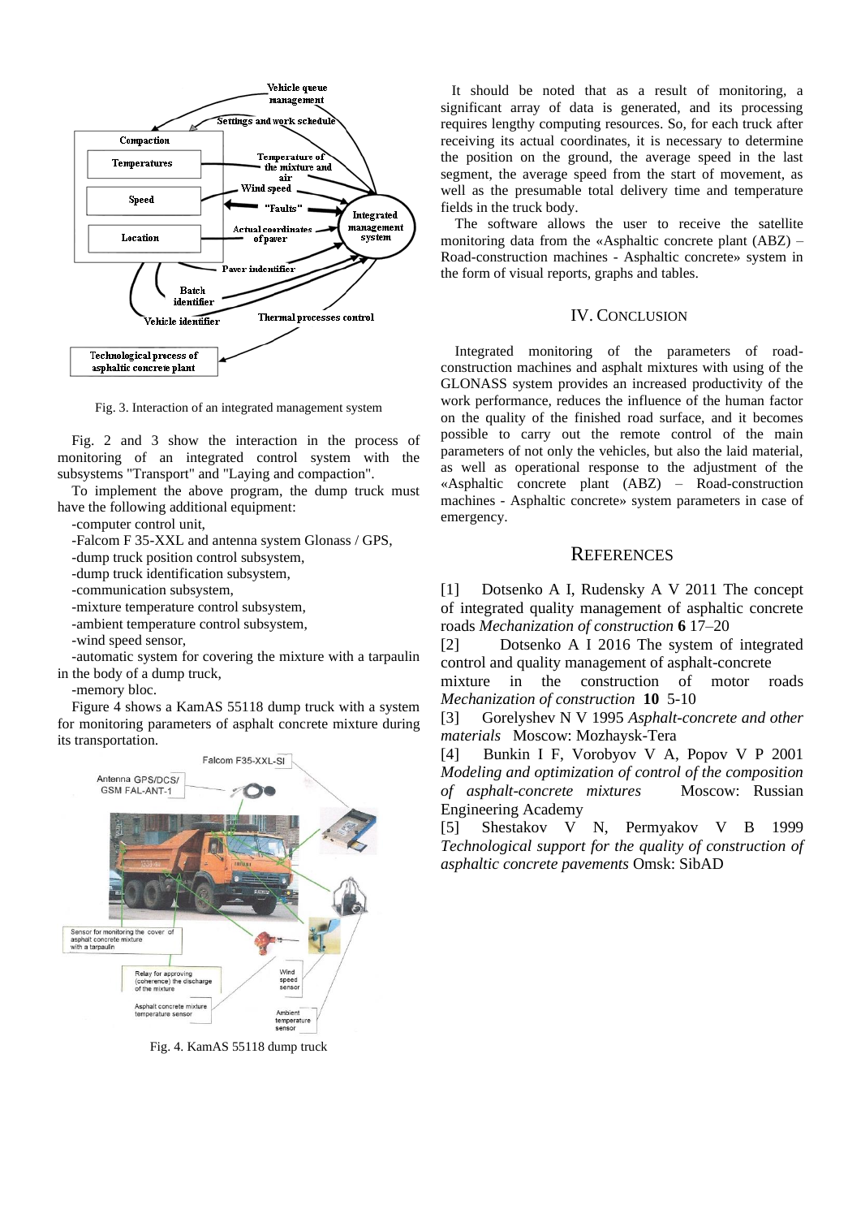Fig. 3. Interaction of an integrated management system

Fig. 2 and 3 show the interaction in the process of monitoring of an integrated control system with the subsystems "Transport" and "Laying and compaction".

To implement the above program, the dump truck must have the following additional equipment:

-computer control unit,

-Falcom F 35-XXL and antenna system Glonass / GPS,

-dump truck position control subsystem,

-dump truck identification subsystem,

-communication subsystem,

-mixture temperature control subsystem,

-ambient temperature control subsystem,

-wind speed sensor,

-automatic system for covering the mixture with a tarpaulin in the body of a dump truck,

-memory bloc.

Figure 4 shows a KamAS 55118 dump truck with a system for monitoring parameters of asphalt concrete mixture during its transportation.

Fig. 4. KamAS 55118 dump truck

It should be noted that as a result of monitoring, a significant array of data is generated, and its processing requires lengthy computing resources. So, for each truck after receiving its actual coordinates, it is necessary to determine the position on the ground, the average speed in the last segment, the average speed from the start of movement, as well as the presumable total delivery time and temperature fields in the truck body.

The software allows the user to receive the satellite monitoring data from the «Asphaltic concrete plant (ABZ) – Road-construction machines - Asphaltic concrete» system in the form of visual reports, graphs and tables.

## IV. Conclusion

Integrated monitoring of the parameters of road-construction machines and asphalt mixtures with using of the GLONASS system provides an increased productivity of the work performance, reduces the influence of the human factor on the quality of the finished road surface, and it becomes possible to carry out the remote control of the main parameters of not only the vehicles, but also the laid material, as well as operational response to the adjustment of the «Asphaltic concrete plant (ABZ) – Road-construction machines - Asphaltic concrete» system parameters in case of emergency.

## References

[1] Dotsenko A I, Rudensky A V 2011 The concept of integrated quality management of asphaltic concrete roads *Mechanization of construction* **6** 17–20

[2] Dotsenko A I 2016 The system of integrated control and quality management of asphalt-concrete mixture in the construction of motor roads *Mechanization of construction* **10** 5-10

[3] Gorelyshev N V 1995 *Asphalt-concrete and other materials* Moscow: Mozhaysk-Tera

[4] Bunkin I F, Vorobyov V A, Popov V P 2001 *Modeling and optimization of control of the composition of asphalt-concrete mixtures* Moscow: Russian Engineering Academy

[5] Shestakov V N, Permyakov V B 1999 *Technological support for the quality of construction of asphaltic concrete pavements* Omsk: SibAD